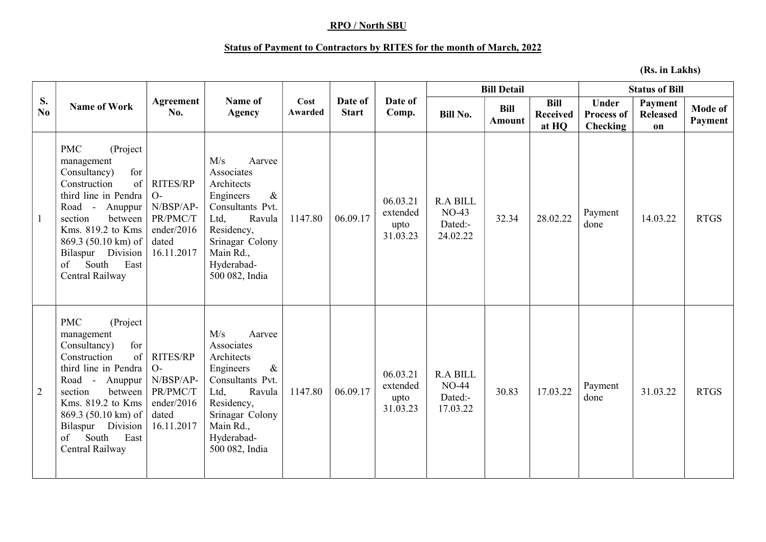**RPO / North SBU**

**Status of Payment to Contractors by RITES for the month of March, 2022**

**(Rs. in Lakhs)**

| S. No | Name of Work | Agreement No. | Name of Agency | Cost Awarded | Date of Start | Date of Comp. | Bill Detail | | | Status of Bill | | |
|---|---|---|---|---|---|---|---|---|---|---|---|---|
| | | | | | | | Bill No. | Bill Amount | Bill Received at HQ | Under Process of Checking | Payment Released on | Mode of Payment |
| 1 | PMC (Project management Consultancy) for Construction of third line in Pendra Road - Anuppur section between Kms. 819.2 to Kms 869.3 (50.10 km) of Bilaspur Division of South East Central Railway | RITES/RPO-N/BSP/AP-PR/PMC/Tender/2016 dated 16.11.2017 | M/s Aarvee Associates Architects Engineers & Consultants Pvt. Ltd, Ravula Residency, Srinagar Colony Main Rd., Hyderabad-500 082, India | 1147.80 | 06.09.17 | 06.03.21 extended upto 31.03.23 | R.A BILL NO-43 Dated:- 24.02.22 | 32.34 | 28.02.22 | Payment done | 14.03.22 | RTGS |
| 2 | PMC (Project management Consultancy) for Construction of third line in Pendra Road - Anuppur section between Kms. 819.2 to Kms 869.3 (50.10 km) of Bilaspur Division of South East Central Railway | RITES/RPO-N/BSP/AP-PR/PMC/Tender/2016 dated 16.11.2017 | M/s Aarvee Associates Architects Engineers & Consultants Pvt. Ltd, Ravula Residency, Srinagar Colony Main Rd., Hyderabad-500 082, India | 1147.80 | 06.09.17 | 06.03.21 extended upto 31.03.23 | R.A BILL NO-44 Dated:- 17.03.22 | 30.83 | 17.03.22 | Payment done | 31.03.22 | RTGS |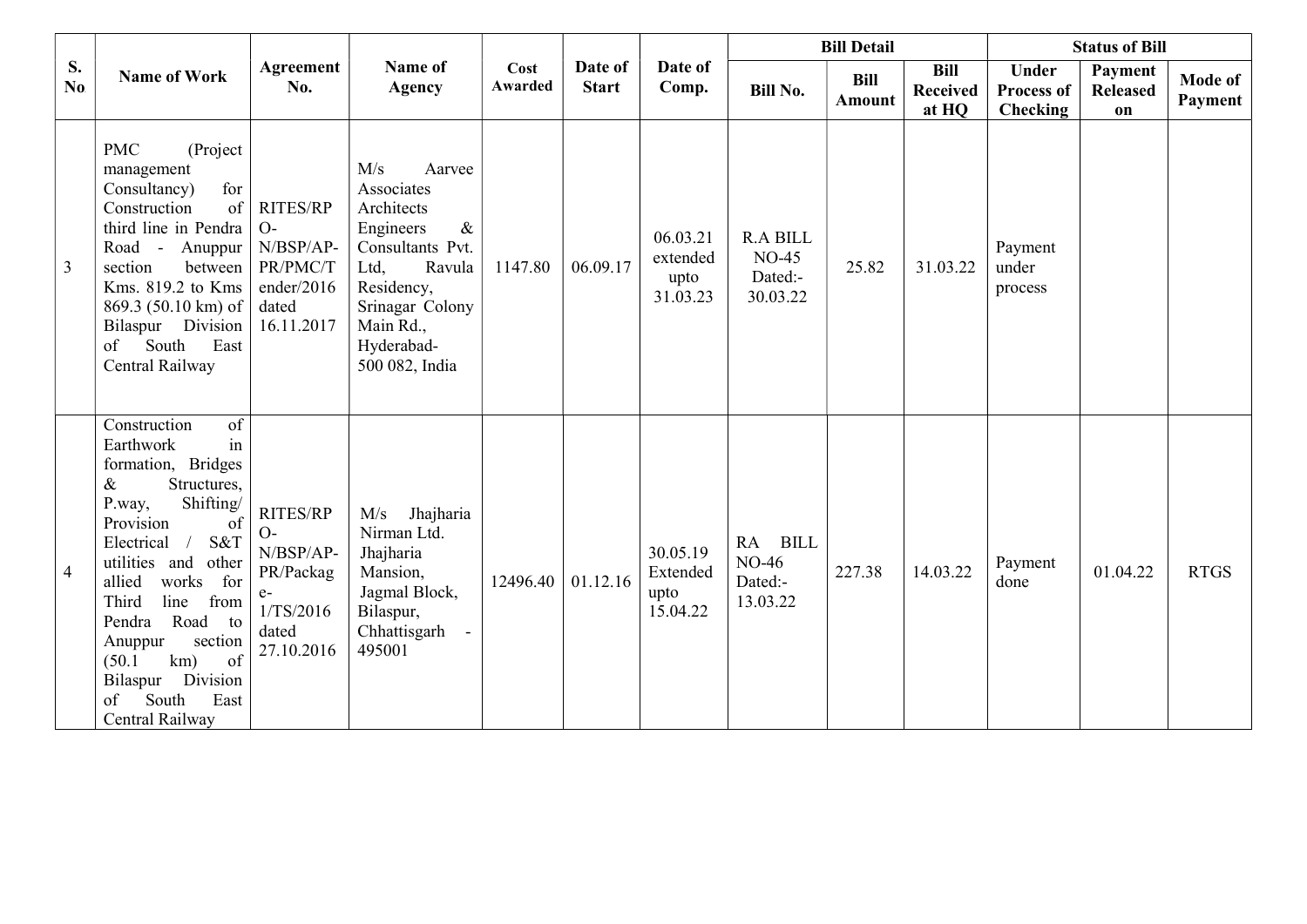| S. No | Name of Work | Agreement No. | Name of Agency | Cost Awarded | Date of Start | Date of Comp. | Bill Detail | | | Status of Bill | | |
|---|---|---|---|---|---|---|---|---|---|---|---|---|
| | | | | | | | Bill No. | Bill Amount | Bill Received at HQ | Under Process of Checking | Payment Released on | Mode of Payment |
| 3 | PMC (Project management Consultancy) for Construction of third line in Pendra Road - Anuppur section between Kms. 819.2 to Kms 869.3 (50.10 km) of Bilaspur Division of South East Central Railway | RITES/RPO-N/BSP/AP-PR/PMC/Tender/2016 dated 16.11.2017 | M/s Aarvee Associates Architects Engineers & Consultants Pvt. Ltd, Ravula Residency, Srinagar Colony Main Rd., Hyderabad-500 082, India | 1147.80 | 06.09.17 | 06.03.21 extended upto 31.03.23 | R.A BILL NO-45 Dated:- 30.03.22 | 25.82 | 31.03.22 | Payment under process | | |
| 4 | Construction of Earthwork in formation, Bridges & Structures, P.way, Shifting/ Provision of Electrical / S&T utilities and other allied works for Third line from Pendra Road to Anuppur section (50.1 km) of Bilaspur Division of South East Central Railway | RITES/RPO-N/BSP/AP-PR/Package-1/TS/2016 dated 27.10.2016 | M/s Jhajharia Nirman Ltd. Jhajharia Mansion, Jagmal Block, Bilaspur, Chhattisgarh - 495001 | 12496.40 | 01.12.16 | 30.05.19 Extended upto 15.04.22 | RA BILL NO-46 Dated:- 13.03.22 | 227.38 | 14.03.22 | Payment done | 01.04.22 | RTGS |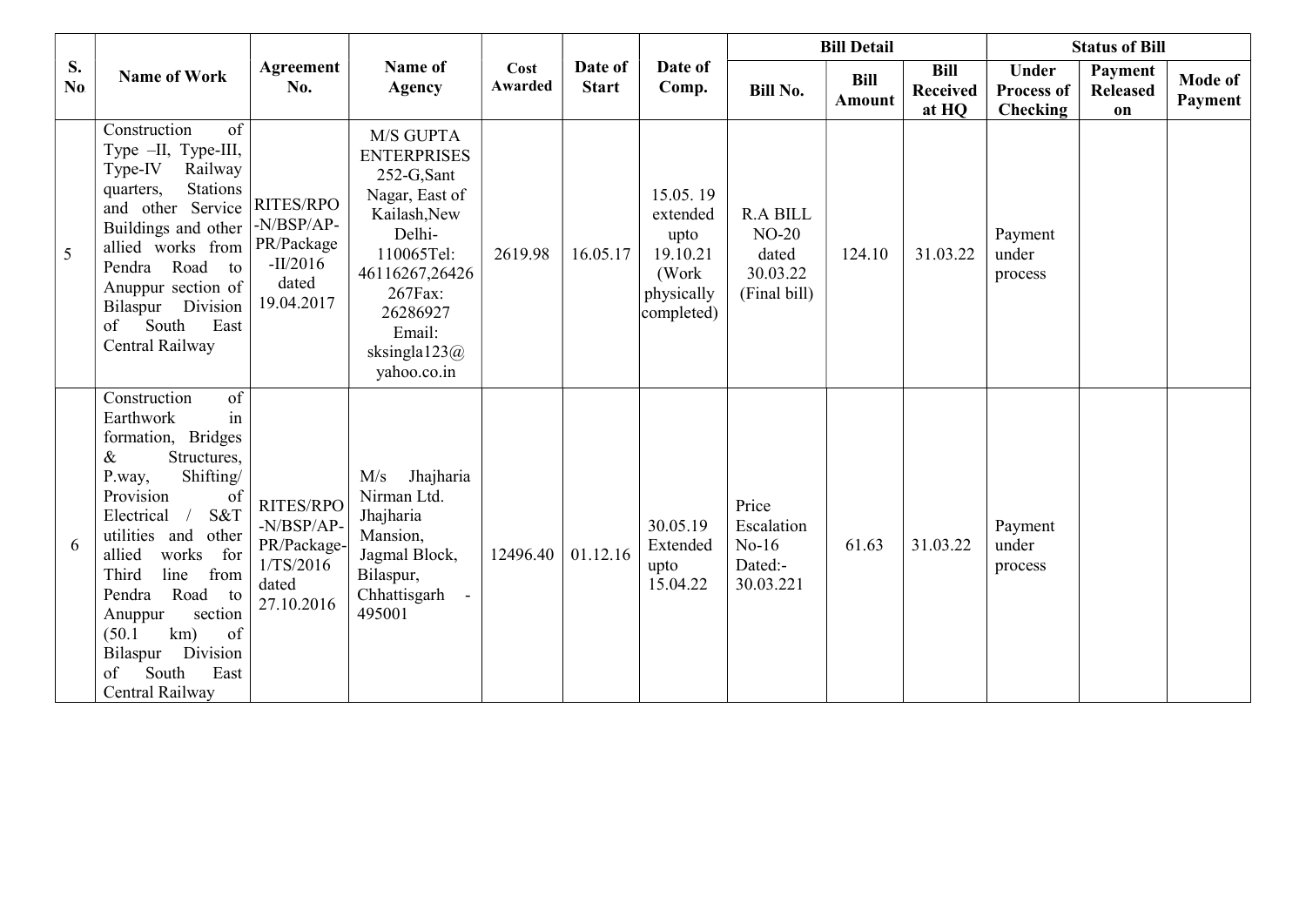| S. No | Name of Work | Agreement No. | Name of Agency | Cost Awarded | Date of Start | Date of Comp. | Bill Detail | | | Status of Bill | | |
|---|---|---|---|---|---|---|---|---|---|---|---|---|
| | | | | | | | Bill No. | Bill Amount | Bill Received at HQ | Under Process of Checking | Payment Released on | Mode of Payment |
| 5 | Construction of Type –II, Type-III, Type-IV Railway quarters, Stations and other Service Buildings and other allied works from Pendra Road to Anuppur section of Bilaspur Division of South East Central Railway | RITES/RPO-N/BSP/AP-PR/Package-II/2016 dated 19.04.2017 | M/S GUPTA ENTERPRISES 252-G,Sant Nagar, East of Kailash,New Delhi-110065Tel: 46116267,26426267Fax: 26286927 Email: sksingla123@yahoo.co.in | 2619.98 | 16.05.17 | 15.05. 19 extended upto 19.10.21 (Work physically completed) | R.A BILL NO-20 dated 30.03.22 (Final bill) | 124.10 | 31.03.22 | Payment under process | | |
| 6 | Construction of Earthwork in formation, Bridges & Structures, P.way, Shifting/ Provision of Electrical / S&T utilities and other allied works for Third line from Pendra Road to Anuppur section (50.1 km) of Bilaspur Division of South East Central Railway | RITES/RPO-N/BSP/AP-PR/Package-1/TS/2016 dated 27.10.2016 | M/s Jhajharia Nirman Ltd. Jhajharia Mansion, Jagmal Block, Bilaspur, Chhattisgarh - 495001 | 12496.40 | 01.12.16 | 30.05.19 Extended upto 15.04.22 | Price Escalation No-16 Dated:- 30.03.221 | 61.63 | 31.03.22 | Payment under process | | |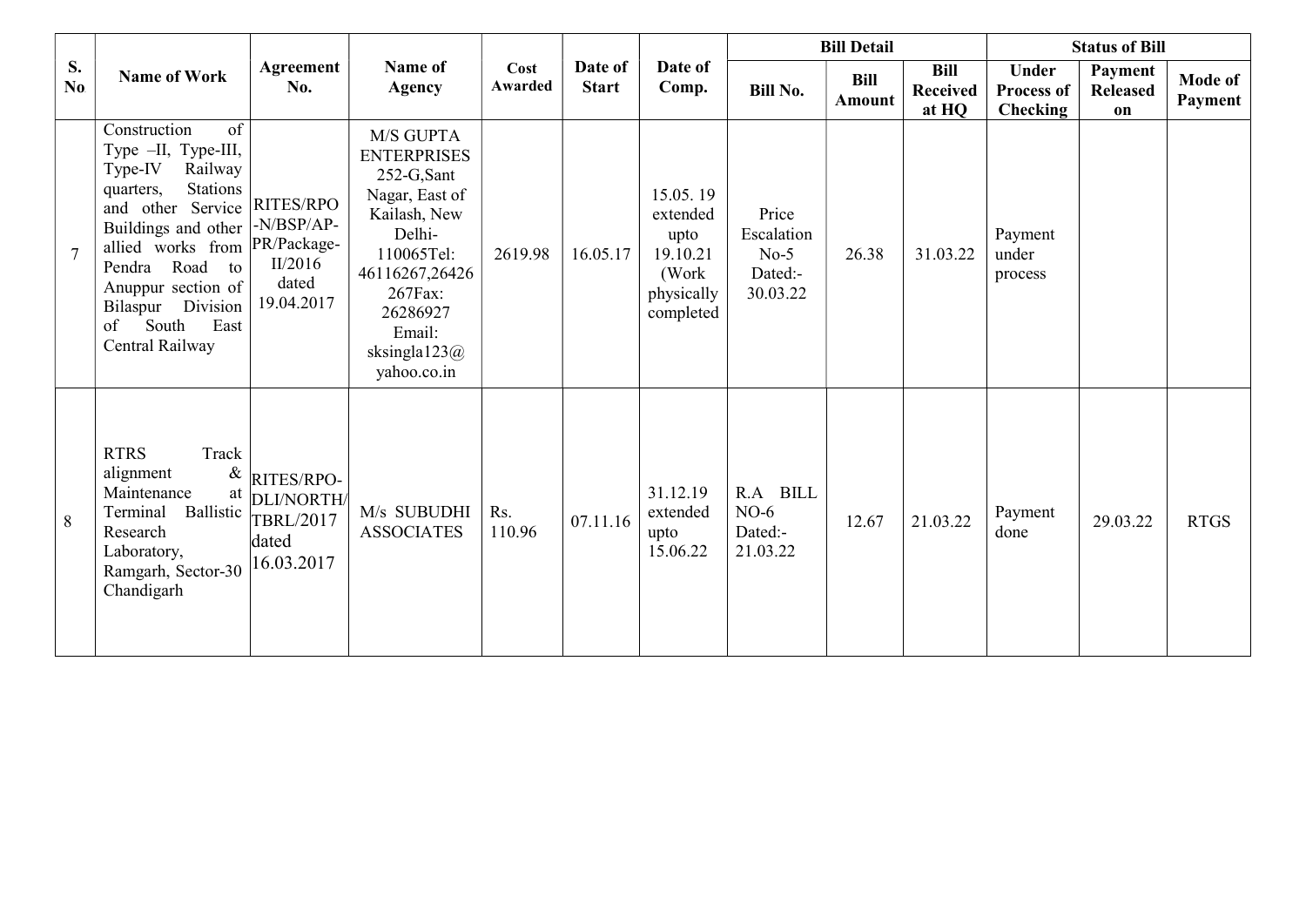| S. No | Name of Work | Agreement No. | Name of Agency | Cost Awarded | Date of Start | Date of Comp. | Bill Detail | | | Status of Bill | | |
|---|---|---|---|---|---|---|---|---|---|---|---|---|
| | | | | | | | Bill No. | Bill Amount | Bill Received at HQ | Under Process of Checking | Payment Released on | Mode of Payment |
| 7 | Construction of Type –II, Type-III, Type-IV Railway quarters, Stations and other Service Buildings and other allied works from Pendra Road to Anuppur section of Bilaspur Division of South East Central Railway | RITES/RPO-N/BSP/AP-PR/Package-II/2016 dated 19.04.2017 | M/S GUPTA ENTERPRISES 252-G,Sant Nagar, East of Kailash, New Delhi-110065Tel: 46116267,26426267Fax: 26286927 Email: sksingla123@yahoo.co.in | 2619.98 | 16.05.17 | 15.05. 19 extended upto 19.10.21 (Work physically completed | Price Escalation No-5 Dated:- 30.03.22 | 26.38 | 31.03.22 | Payment under process | | |
| 8 | RTRS Track alignment & Maintenance at Terminal Ballistic Research Laboratory, Ramgarh, Sector-30 Chandigarh | RITES/RPO-DLI/NORTH/TBRL/2017 dated 16.03.2017 | M/s SUBUDHI ASSOCIATES | Rs. 110.96 | 07.11.16 | 31.12.19 extended upto 15.06.22 | R.A BILL NO-6 Dated:- 21.03.22 | 12.67 | 21.03.22 | Payment done | 29.03.22 | RTGS |